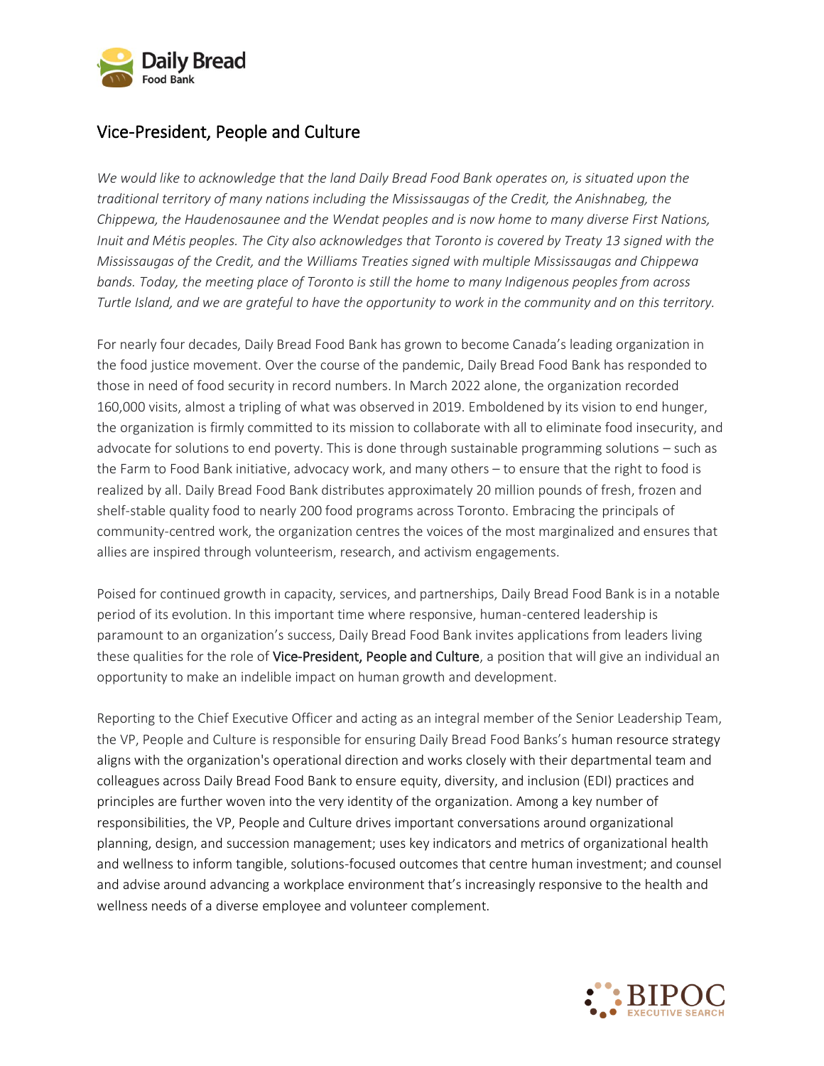## Vice-President, People and Culture

*We would like to acknowledge that the land Daily Bread Food Bank operates on, is situated upon the traditional territory of many nations including the Mississaugas of the Credit, the Anishnabeg, the Chippewa, the Haudenosaunee and the Wendat peoples and is now home to many diverse First Nations, Inuit and Métis peoples. The City also acknowledges that Toronto is covered by Treaty 13 signed with the Mississaugas of the Credit, and the Williams Treaties signed with multiple Mississaugas and Chippewa bands. Today, the meeting place of Toronto is still the home to many Indigenous peoples from across Turtle Island, and we are grateful to have the opportunity to work in the community and on this territory.*

For nearly four decades, Daily Bread Food Bank has grown to become Canada's leading organization in the food justice movement. Over the course of the pandemic, Daily Bread Food Bank has responded to those in need of food security in record numbers. In March 2022 alone, the organization recorded 160,000 visits, almost a tripling of what was observed in 2019. Emboldened by its vision to end hunger, the organization is firmly committed to its mission to collaborate with all to eliminate food insecurity, and advocate for solutions to end poverty. This is done through sustainable programming solutions – such as the Farm to Food Bank initiative, advocacy work, and many others – to ensure that the right to food is realized by all. Daily Bread Food Bank distributes approximately 20 million pounds of fresh, frozen and shelf-stable quality food to nearly 200 food programs across Toronto. Embracing the principals of community-centred work, the organization centres the voices of the most marginalized and ensures that allies are inspired through volunteerism, research, and activism engagements.

Poised for continued growth in capacity, services, and partnerships, Daily Bread Food Bank is in a notable period of its evolution. In this important time where responsive, human-centered leadership is paramount to an organization's success, Daily Bread Food Bank invites applications from leaders living these qualities for the role of Vice-President, People and Culture, a position that will give an individual an opportunity to make an indelible impact on human growth and development.

Reporting to the Chief Executive Officer and acting as an integral member of the Senior Leadership Team, the VP, People and Culture is responsible for ensuring Daily Bread Food Banks's human resource strategy aligns with the organization's operational direction and works closely with their departmental team and colleagues across Daily Bread Food Bank to ensure equity, diversity, and inclusion (EDI) practices and principles are further woven into the very identity of the organization. Among a key number of responsibilities, the VP, People and Culture drives important conversations around organizational planning, design, and succession management; uses key indicators and metrics of organizational health and wellness to inform tangible, solutions-focused outcomes that centre human investment; and counsel and advise around advancing a workplace environment that's increasingly responsive to the health and wellness needs of a diverse employee and volunteer complement.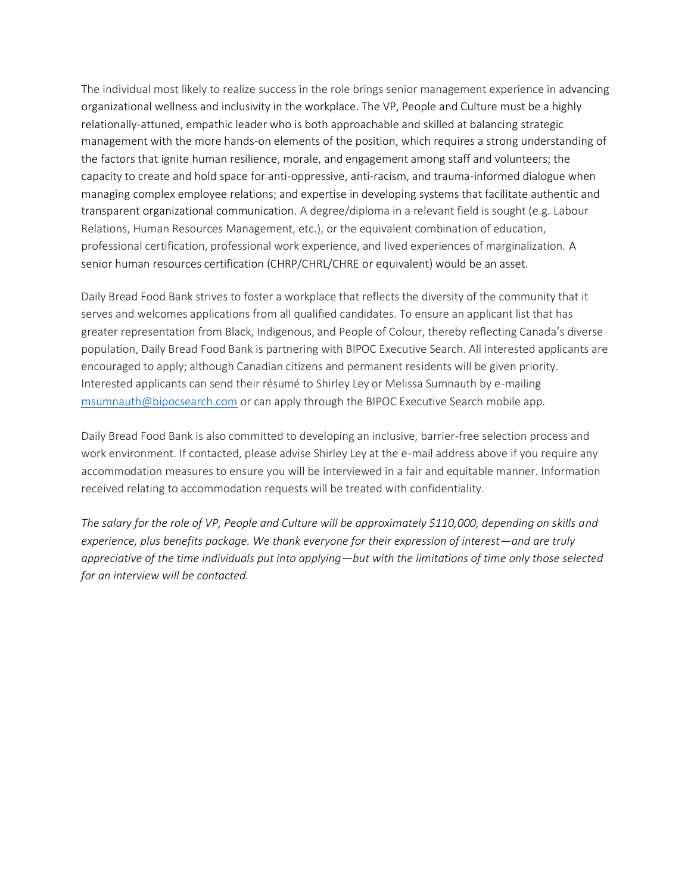The individual most likely to realize success in the role brings senior management experience in advancing organizational wellness and inclusivity in the workplace. The VP, People and Culture must be a highly relationally-attuned, empathic leader who is both approachable and skilled at balancing strategic management with the more hands-on elements of the position, which requires a strong understanding of the factors that ignite human resilience, morale, and engagement among staff and volunteers; the capacity to create and hold space for anti-oppressive, anti-racism, and trauma-informed dialogue when managing complex employee relations; and expertise in developing systems that facilitate authentic and transparent organizational communication. A degree/diploma in a relevant field is sought (e.g. Labour Relations, Human Resources Management, etc.), or the equivalent combination of education, professional certification, professional work experience, and lived experiences of marginalization. A senior human resources certification (CHRP/CHRL/CHRE or equivalent) would be an asset.

Daily Bread Food Bank strives to foster a workplace that reflects the diversity of the community that it serves and welcomes applications from all qualified candidates. To ensure an applicant list that has greater representation from Black, Indigenous, and People of Colour, thereby reflecting Canada's diverse population, Daily Bread Food Bank is partnering with BIPOC Executive Search. All interested applicants are encouraged to apply; although Canadian citizens and permanent residents will be given priority. Interested applicants can send their résumé to Shirley Ley or Melissa Sumnauth by e-mailing msumnauth@bipocsearch.com or can apply through the BIPOC Executive Search mobile app.

Daily Bread Food Bank is also committed to developing an inclusive, barrier-free selection process and work environment. If contacted, please advise Shirley Ley at the e-mail address above if you require any accommodation measures to ensure you will be interviewed in a fair and equitable manner. Information received relating to accommodation requests will be treated with confidentiality.

*The salary for the role of VP, People and Culture will be approximately $110,000, depending on skills and experience, plus benefits package. We thank everyone for their expression of interest—and are truly appreciative of the time individuals put into applying—but with the limitations of time only those selected for an interview will be contacted.*